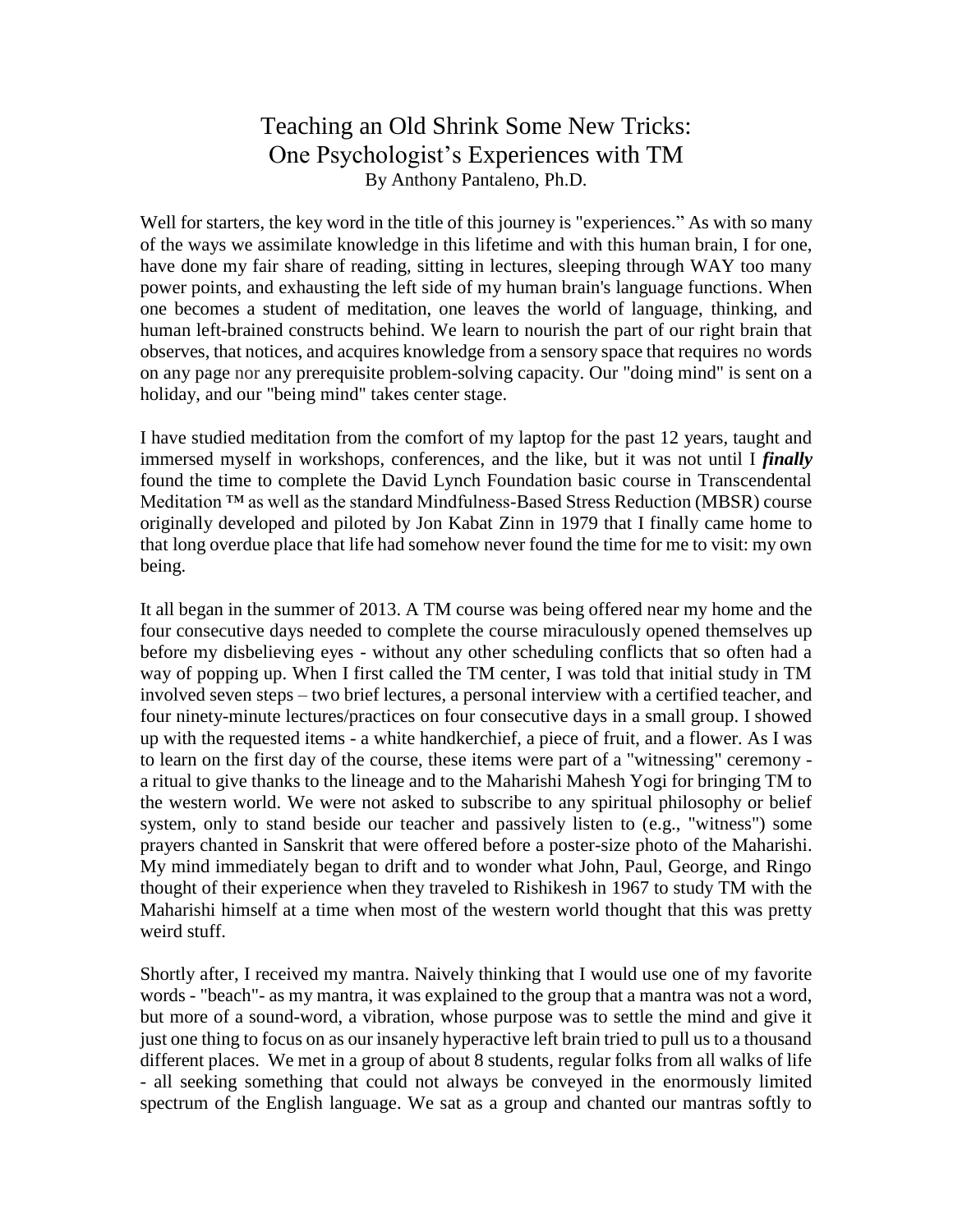# Teaching an Old Shrink Some New Tricks: One Psychologist's Experiences with TM

By Anthony Pantaleno, Ph.D.

Well for starters, the key word in the title of this journey is "experiences." As with so many of the ways we assimilate knowledge in this lifetime and with this human brain, I for one, have done my fair share of reading, sitting in lectures, sleeping through WAY too many power points, and exhausting the left side of my human brain's language functions. When one becomes a student of meditation, one leaves the world of language, thinking, and human left-brained constructs behind. We learn to nourish the part of our right brain that observes, that notices, and acquires knowledge from a sensory space that requires no words on any page nor any prerequisite problem-solving capacity. Our "doing mind" is sent on a holiday, and our "being mind" takes center stage.

I have studied meditation from the comfort of my laptop for the past 12 years, taught and immersed myself in workshops, conferences, and the like, but it was not until I ***finally*** found the time to complete the David Lynch Foundation basic course in Transcendental Meditation ™ as well as the standard Mindfulness-Based Stress Reduction (MBSR) course originally developed and piloted by Jon Kabat Zinn in 1979 that I finally came home to that long overdue place that life had somehow never found the time for me to visit: my own being.

It all began in the summer of 2013. A TM course was being offered near my home and the four consecutive days needed to complete the course miraculously opened themselves up before my disbelieving eyes - without any other scheduling conflicts that so often had a way of popping up. When I first called the TM center, I was told that initial study in TM involved seven steps – two brief lectures, a personal interview with a certified teacher, and four ninety-minute lectures/practices on four consecutive days in a small group. I showed up with the requested items - a white handkerchief, a piece of fruit, and a flower. As I was to learn on the first day of the course, these items were part of a "witnessing" ceremony - a ritual to give thanks to the lineage and to the Maharishi Mahesh Yogi for bringing TM to the western world. We were not asked to subscribe to any spiritual philosophy or belief system, only to stand beside our teacher and passively listen to (e.g., "witness") some prayers chanted in Sanskrit that were offered before a poster-size photo of the Maharishi. My mind immediately began to drift and to wonder what John, Paul, George, and Ringo thought of their experience when they traveled to Rishikesh in 1967 to study TM with the Maharishi himself at a time when most of the western world thought that this was pretty weird stuff.

Shortly after, I received my mantra. Naively thinking that I would use one of my favorite words - "beach"- as my mantra, it was explained to the group that a mantra was not a word, but more of a sound-word, a vibration, whose purpose was to settle the mind and give it just one thing to focus on as our insanely hyperactive left brain tried to pull us to a thousand different places. We met in a group of about 8 students, regular folks from all walks of life - all seeking something that could not always be conveyed in the enormously limited spectrum of the English language. We sat as a group and chanted our mantras softly to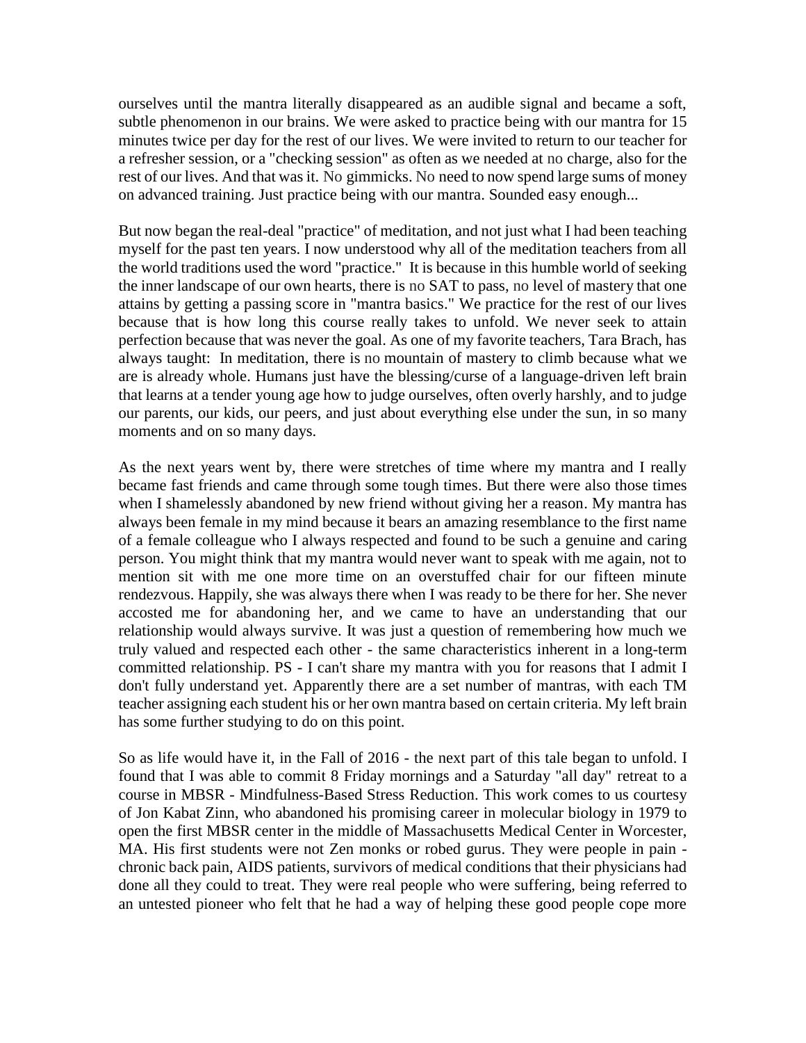ourselves until the mantra literally disappeared as an audible signal and became a soft, subtle phenomenon in our brains. We were asked to practice being with our mantra for 15 minutes twice per day for the rest of our lives. We were invited to return to our teacher for a refresher session, or a "checking session" as often as we needed at no charge, also for the rest of our lives. And that was it. No gimmicks. No need to now spend large sums of money on advanced training. Just practice being with our mantra. Sounded easy enough...

But now began the real-deal "practice" of meditation, and not just what I had been teaching myself for the past ten years. I now understood why all of the meditation teachers from all the world traditions used the word "practice." It is because in this humble world of seeking the inner landscape of our own hearts, there is no SAT to pass, no level of mastery that one attains by getting a passing score in "mantra basics." We practice for the rest of our lives because that is how long this course really takes to unfold. We never seek to attain perfection because that was never the goal. As one of my favorite teachers, Tara Brach, has always taught: In meditation, there is no mountain of mastery to climb because what we are is already whole. Humans just have the blessing/curse of a language-driven left brain that learns at a tender young age how to judge ourselves, often overly harshly, and to judge our parents, our kids, our peers, and just about everything else under the sun, in so many moments and on so many days.

As the next years went by, there were stretches of time where my mantra and I really became fast friends and came through some tough times. But there were also those times when I shamelessly abandoned by new friend without giving her a reason. My mantra has always been female in my mind because it bears an amazing resemblance to the first name of a female colleague who I always respected and found to be such a genuine and caring person. You might think that my mantra would never want to speak with me again, not to mention sit with me one more time on an overstuffed chair for our fifteen minute rendezvous. Happily, she was always there when I was ready to be there for her. She never accosted me for abandoning her, and we came to have an understanding that our relationship would always survive. It was just a question of remembering how much we truly valued and respected each other - the same characteristics inherent in a long-term committed relationship. PS - I can't share my mantra with you for reasons that I admit I don't fully understand yet. Apparently there are a set number of mantras, with each TM teacher assigning each student his or her own mantra based on certain criteria. My left brain has some further studying to do on this point.

So as life would have it, in the Fall of 2016 - the next part of this tale began to unfold. I found that I was able to commit 8 Friday mornings and a Saturday "all day" retreat to a course in MBSR - Mindfulness-Based Stress Reduction. This work comes to us courtesy of Jon Kabat Zinn, who abandoned his promising career in molecular biology in 1979 to open the first MBSR center in the middle of Massachusetts Medical Center in Worcester, MA. His first students were not Zen monks or robed gurus. They were people in pain - chronic back pain, AIDS patients, survivors of medical conditions that their physicians had done all they could to treat. They were real people who were suffering, being referred to an untested pioneer who felt that he had a way of helping these good people cope more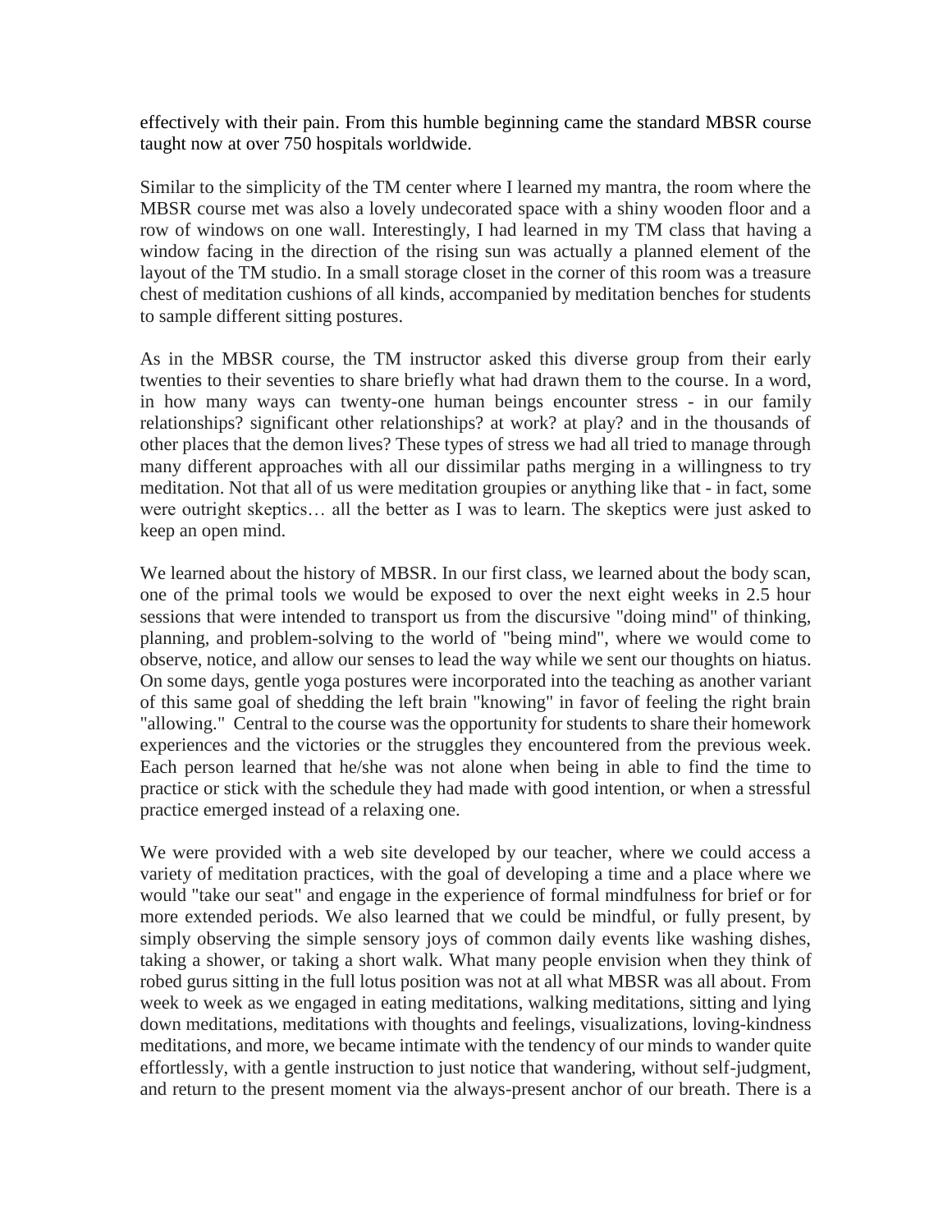effectively with their pain. From this humble beginning came the standard MBSR course taught now at over 750 hospitals worldwide.

Similar to the simplicity of the TM center where I learned my mantra, the room where the MBSR course met was also a lovely undecorated space with a shiny wooden floor and a row of windows on one wall. Interestingly, I had learned in my TM class that having a window facing in the direction of the rising sun was actually a planned element of the layout of the TM studio. In a small storage closet in the corner of this room was a treasure chest of meditation cushions of all kinds, accompanied by meditation benches for students to sample different sitting postures.

As in the MBSR course, the TM instructor asked this diverse group from their early twenties to their seventies to share briefly what had drawn them to the course. In a word, in how many ways can twenty-one human beings encounter stress - in our family relationships? significant other relationships? at work? at play? and in the thousands of other places that the demon lives? These types of stress we had all tried to manage through many different approaches with all our dissimilar paths merging in a willingness to try meditation. Not that all of us were meditation groupies or anything like that - in fact, some were outright skeptics… all the better as I was to learn. The skeptics were just asked to keep an open mind.

We learned about the history of MBSR. In our first class, we learned about the body scan, one of the primal tools we would be exposed to over the next eight weeks in 2.5 hour sessions that were intended to transport us from the discursive "doing mind" of thinking, planning, and problem-solving to the world of "being mind", where we would come to observe, notice, and allow our senses to lead the way while we sent our thoughts on hiatus. On some days, gentle yoga postures were incorporated into the teaching as another variant of this same goal of shedding the left brain "knowing" in favor of feeling the right brain "allowing." Central to the course was the opportunity for students to share their homework experiences and the victories or the struggles they encountered from the previous week. Each person learned that he/she was not alone when being in able to find the time to practice or stick with the schedule they had made with good intention, or when a stressful practice emerged instead of a relaxing one.

We were provided with a web site developed by our teacher, where we could access a variety of meditation practices, with the goal of developing a time and a place where we would "take our seat" and engage in the experience of formal mindfulness for brief or for more extended periods. We also learned that we could be mindful, or fully present, by simply observing the simple sensory joys of common daily events like washing dishes, taking a shower, or taking a short walk. What many people envision when they think of robed gurus sitting in the full lotus position was not at all what MBSR was all about. From week to week as we engaged in eating meditations, walking meditations, sitting and lying down meditations, meditations with thoughts and feelings, visualizations, loving-kindness meditations, and more, we became intimate with the tendency of our minds to wander quite effortlessly, with a gentle instruction to just notice that wandering, without self-judgment, and return to the present moment via the always-present anchor of our breath. There is a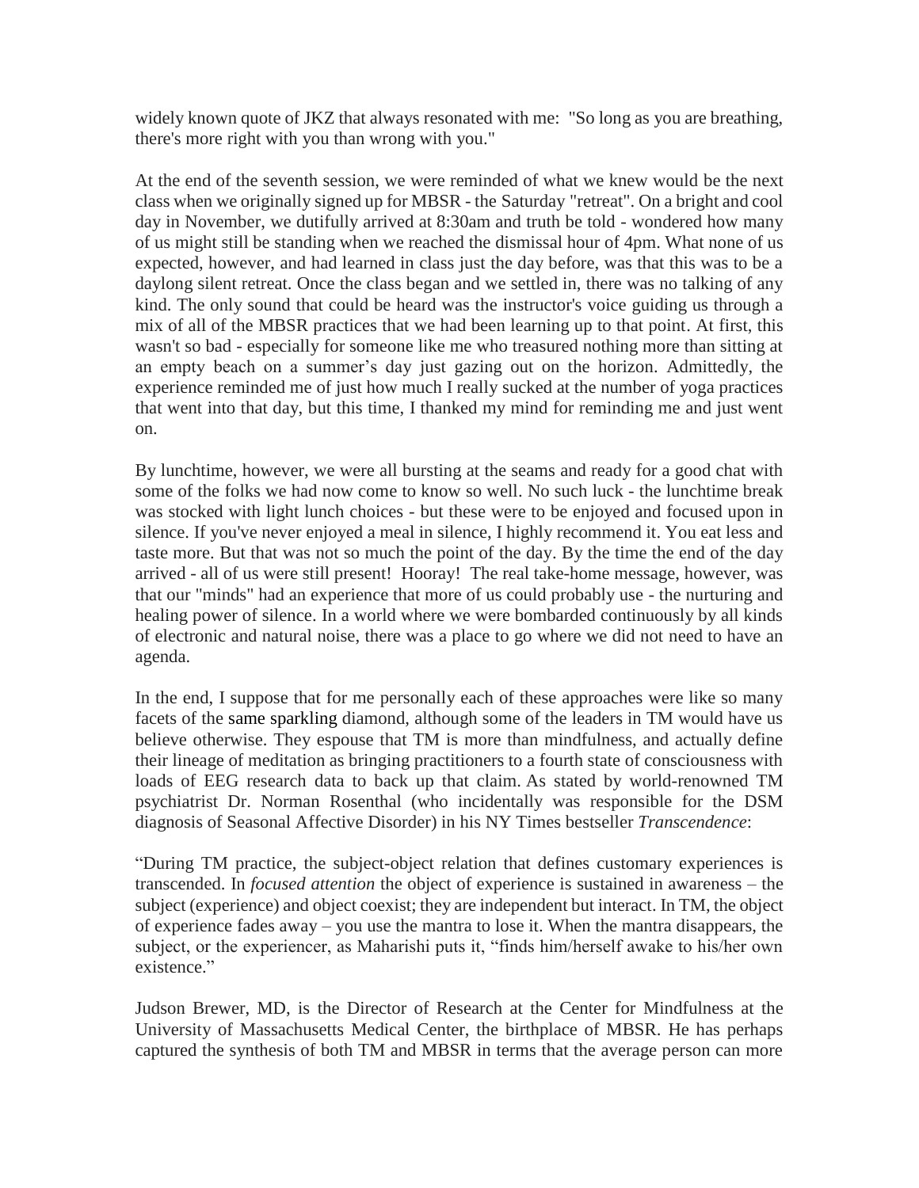widely known quote of JKZ that always resonated with me: "So long as you are breathing, there's more right with you than wrong with you."

At the end of the seventh session, we were reminded of what we knew would be the next class when we originally signed up for MBSR - the Saturday "retreat". On a bright and cool day in November, we dutifully arrived at 8:30am and truth be told - wondered how many of us might still be standing when we reached the dismissal hour of 4pm. What none of us expected, however, and had learned in class just the day before, was that this was to be a daylong silent retreat. Once the class began and we settled in, there was no talking of any kind. The only sound that could be heard was the instructor's voice guiding us through a mix of all of the MBSR practices that we had been learning up to that point. At first, this wasn't so bad - especially for someone like me who treasured nothing more than sitting at an empty beach on a summer's day just gazing out on the horizon. Admittedly, the experience reminded me of just how much I really sucked at the number of yoga practices that went into that day, but this time, I thanked my mind for reminding me and just went on.

By lunchtime, however, we were all bursting at the seams and ready for a good chat with some of the folks we had now come to know so well. No such luck - the lunchtime break was stocked with light lunch choices - but these were to be enjoyed and focused upon in silence. If you've never enjoyed a meal in silence, I highly recommend it. You eat less and taste more. But that was not so much the point of the day. By the time the end of the day arrived - all of us were still present! Hooray! The real take-home message, however, was that our "minds" had an experience that more of us could probably use - the nurturing and healing power of silence. In a world where we were bombarded continuously by all kinds of electronic and natural noise, there was a place to go where we did not need to have an agenda.

In the end, I suppose that for me personally each of these approaches were like so many facets of the same sparkling diamond, although some of the leaders in TM would have us believe otherwise. They espouse that TM is more than mindfulness, and actually define their lineage of meditation as bringing practitioners to a fourth state of consciousness with loads of EEG research data to back up that claim. As stated by world-renowned TM psychiatrist Dr. Norman Rosenthal (who incidentally was responsible for the DSM diagnosis of Seasonal Affective Disorder) in his NY Times bestseller *Transcendence*:

"During TM practice, the subject-object relation that defines customary experiences is transcended. In *focused attention* the object of experience is sustained in awareness – the subject (experience) and object coexist; they are independent but interact. In TM, the object of experience fades away – you use the mantra to lose it. When the mantra disappears, the subject, or the experiencer, as Maharishi puts it, "finds him/herself awake to his/her own existence."

Judson Brewer, MD, is the Director of Research at the Center for Mindfulness at the University of Massachusetts Medical Center, the birthplace of MBSR. He has perhaps captured the synthesis of both TM and MBSR in terms that the average person can more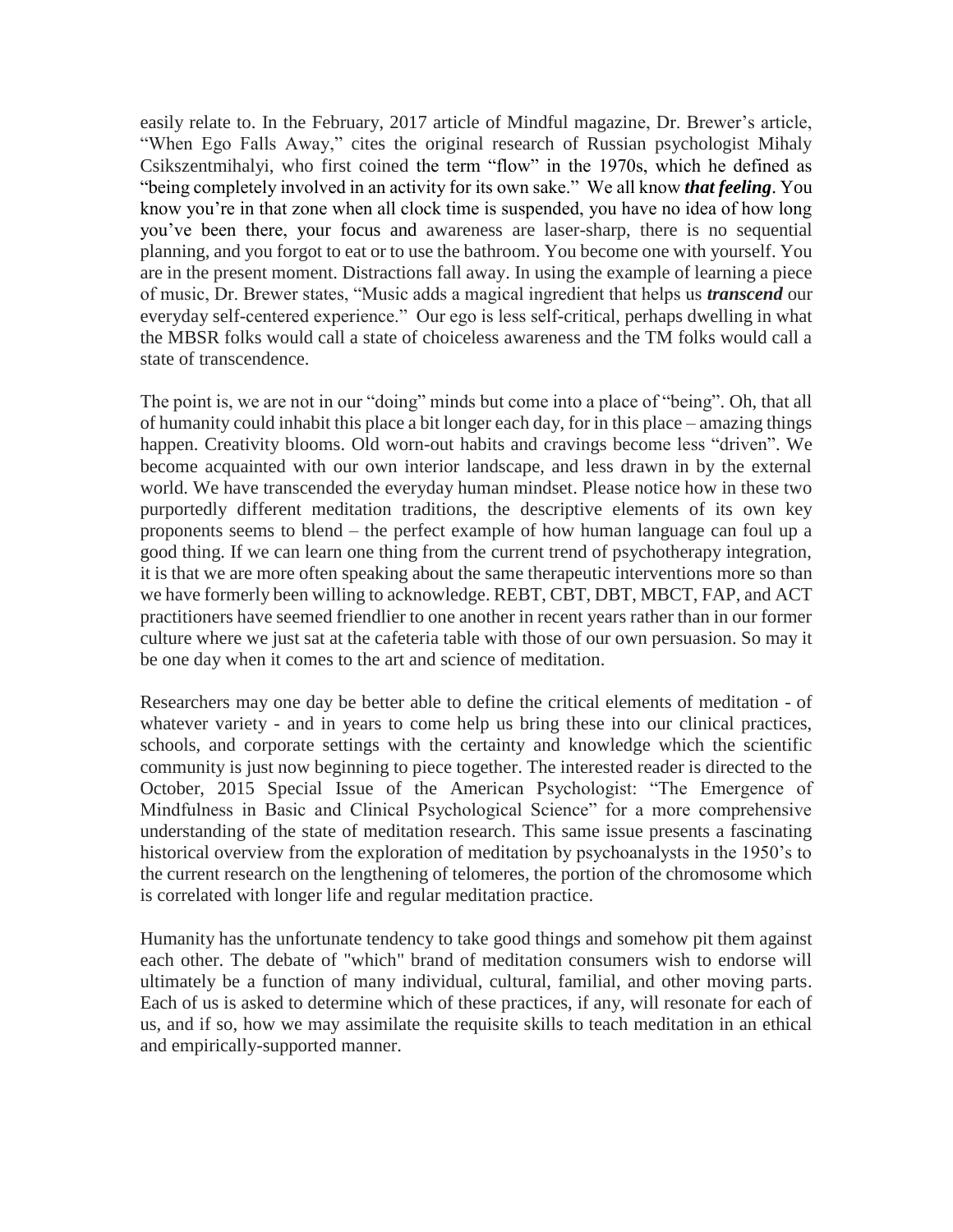easily relate to. In the February, 2017 article of Mindful magazine, Dr. Brewer's article, "When Ego Falls Away," cites the original research of Russian psychologist Mihaly Csikszentmihalyi, who first coined the term "flow" in the 1970s, which he defined as "being completely involved in an activity for its own sake." We all know ***that feeling***. You know you're in that zone when all clock time is suspended, you have no idea of how long you've been there, your focus and awareness are laser-sharp, there is no sequential planning, and you forgot to eat or to use the bathroom. You become one with yourself. You are in the present moment. Distractions fall away. In using the example of learning a piece of music, Dr. Brewer states, "Music adds a magical ingredient that helps us ***transcend*** our everyday self-centered experience." Our ego is less self-critical, perhaps dwelling in what the MBSR folks would call a state of choiceless awareness and the TM folks would call a state of transcendence.

The point is, we are not in our "doing" minds but come into a place of "being". Oh, that all of humanity could inhabit this place a bit longer each day, for in this place – amazing things happen. Creativity blooms. Old worn-out habits and cravings become less "driven". We become acquainted with our own interior landscape, and less drawn in by the external world. We have transcended the everyday human mindset. Please notice how in these two purportedly different meditation traditions, the descriptive elements of its own key proponents seems to blend – the perfect example of how human language can foul up a good thing. If we can learn one thing from the current trend of psychotherapy integration, it is that we are more often speaking about the same therapeutic interventions more so than we have formerly been willing to acknowledge. REBT, CBT, DBT, MBCT, FAP, and ACT practitioners have seemed friendlier to one another in recent years rather than in our former culture where we just sat at the cafeteria table with those of our own persuasion. So may it be one day when it comes to the art and science of meditation.

Researchers may one day be better able to define the critical elements of meditation - of whatever variety - and in years to come help us bring these into our clinical practices, schools, and corporate settings with the certainty and knowledge which the scientific community is just now beginning to piece together. The interested reader is directed to the October, 2015 Special Issue of the American Psychologist: "The Emergence of Mindfulness in Basic and Clinical Psychological Science" for a more comprehensive understanding of the state of meditation research. This same issue presents a fascinating historical overview from the exploration of meditation by psychoanalysts in the 1950's to the current research on the lengthening of telomeres, the portion of the chromosome which is correlated with longer life and regular meditation practice.

Humanity has the unfortunate tendency to take good things and somehow pit them against each other. The debate of "which" brand of meditation consumers wish to endorse will ultimately be a function of many individual, cultural, familial, and other moving parts. Each of us is asked to determine which of these practices, if any, will resonate for each of us, and if so, how we may assimilate the requisite skills to teach meditation in an ethical and empirically-supported manner.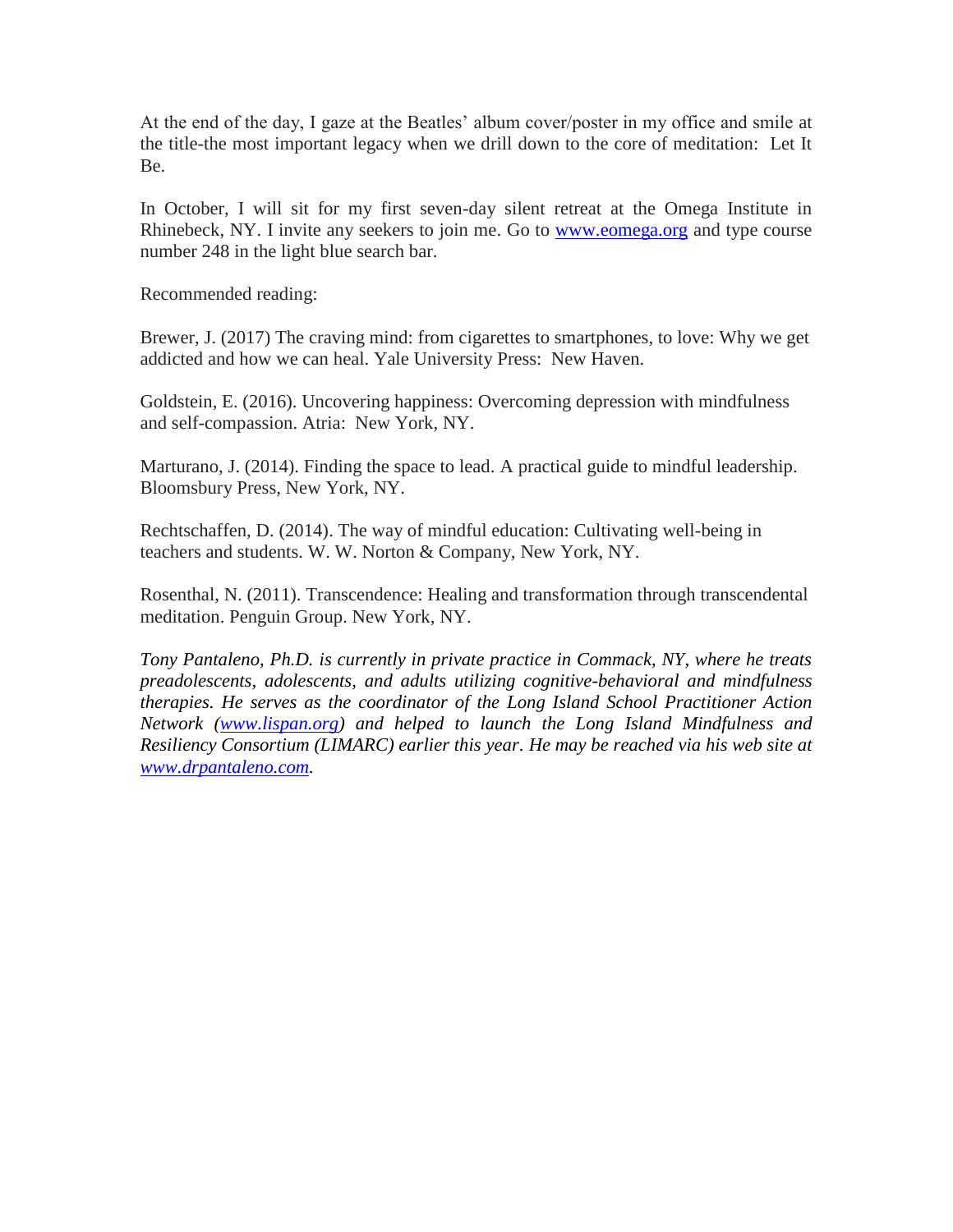At the end of the day, I gaze at the Beatles' album cover/poster in my office and smile at the title-the most important legacy when we drill down to the core of meditation: Let It Be.

In October, I will sit for my first seven-day silent retreat at the Omega Institute in Rhinebeck, NY. I invite any seekers to join me. Go to [www.eomega.org](http://www.eomega.org) and type course number 248 in the light blue search bar.

Recommended reading:

Brewer, J. (2017) The craving mind: from cigarettes to smartphones, to love: Why we get addicted and how we can heal. Yale University Press: New Haven.

Goldstein, E. (2016). Uncovering happiness: Overcoming depression with mindfulness and self-compassion. Atria: New York, NY.

Marturano, J. (2014). Finding the space to lead. A practical guide to mindful leadership. Bloomsbury Press, New York, NY.

Rechtschaffen, D. (2014). The way of mindful education: Cultivating well-being in teachers and students. W. W. Norton & Company, New York, NY.

Rosenthal, N. (2011). Transcendence: Healing and transformation through transcendental meditation. Penguin Group. New York, NY.

*Tony Pantaleno, Ph.D. is currently in private practice in Commack, NY, where he treats preadolescents, adolescents, and adults utilizing cognitive-behavioral and mindfulness therapies. He serves as the coordinator of the Long Island School Practitioner Action Network ([www.lispan.org](http://www.lispan.org)) and helped to launch the Long Island Mindfulness and Resiliency Consortium (LIMARC) earlier this year. He may be reached via his web site at [www.drpantaleno.com](http://www.drpantaleno.com).*